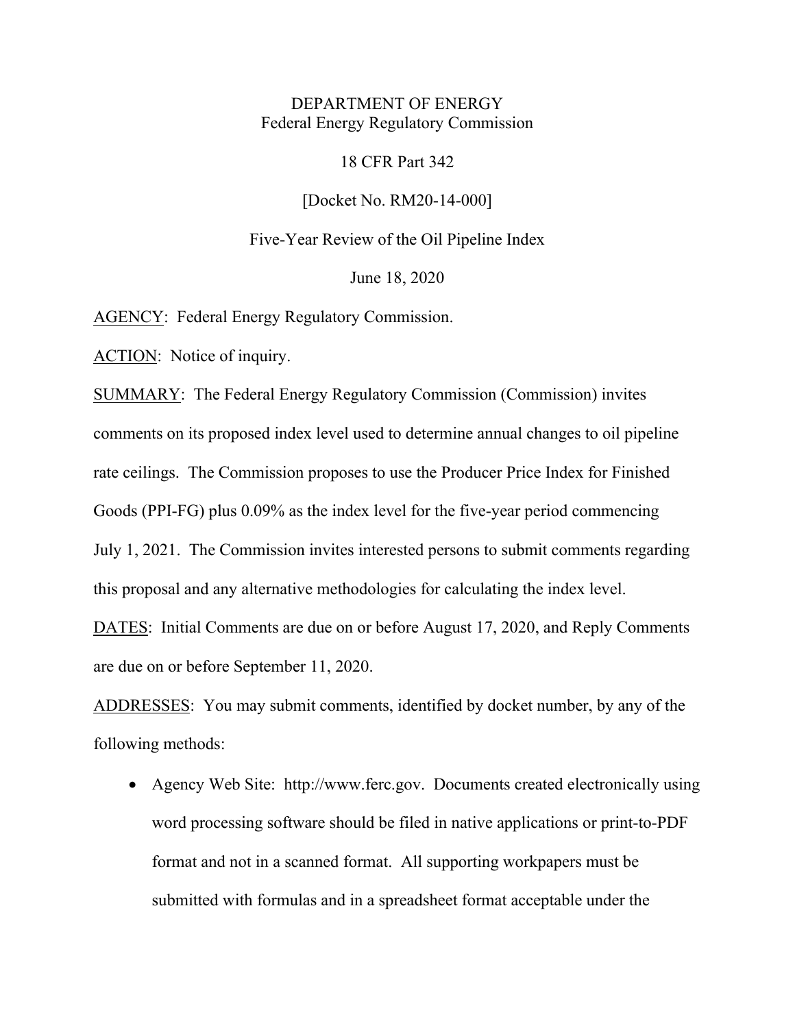DEPARTMENT OF ENERGY
Federal Energy Regulatory Commission

18 CFR Part 342

[Docket No. RM20-14-000]

Five-Year Review of the Oil Pipeline Index

June 18, 2020

AGENCY: Federal Energy Regulatory Commission.

ACTION: Notice of inquiry.

SUMMARY: The Federal Energy Regulatory Commission (Commission) invites comments on its proposed index level used to determine annual changes to oil pipeline rate ceilings. The Commission proposes to use the Producer Price Index for Finished Goods (PPI-FG) plus 0.09% as the index level for the five-year period commencing July 1, 2021. The Commission invites interested persons to submit comments regarding this proposal and any alternative methodologies for calculating the index level.

DATES: Initial Comments are due on or before August 17, 2020, and Reply Comments are due on or before September 11, 2020.

ADDRESSES: You may submit comments, identified by docket number, by any of the following methods:

- Agency Web Site: http://www.ferc.gov. Documents created electronically using word processing software should be filed in native applications or print-to-PDF format and not in a scanned format. All supporting workpapers must be submitted with formulas and in a spreadsheet format acceptable under the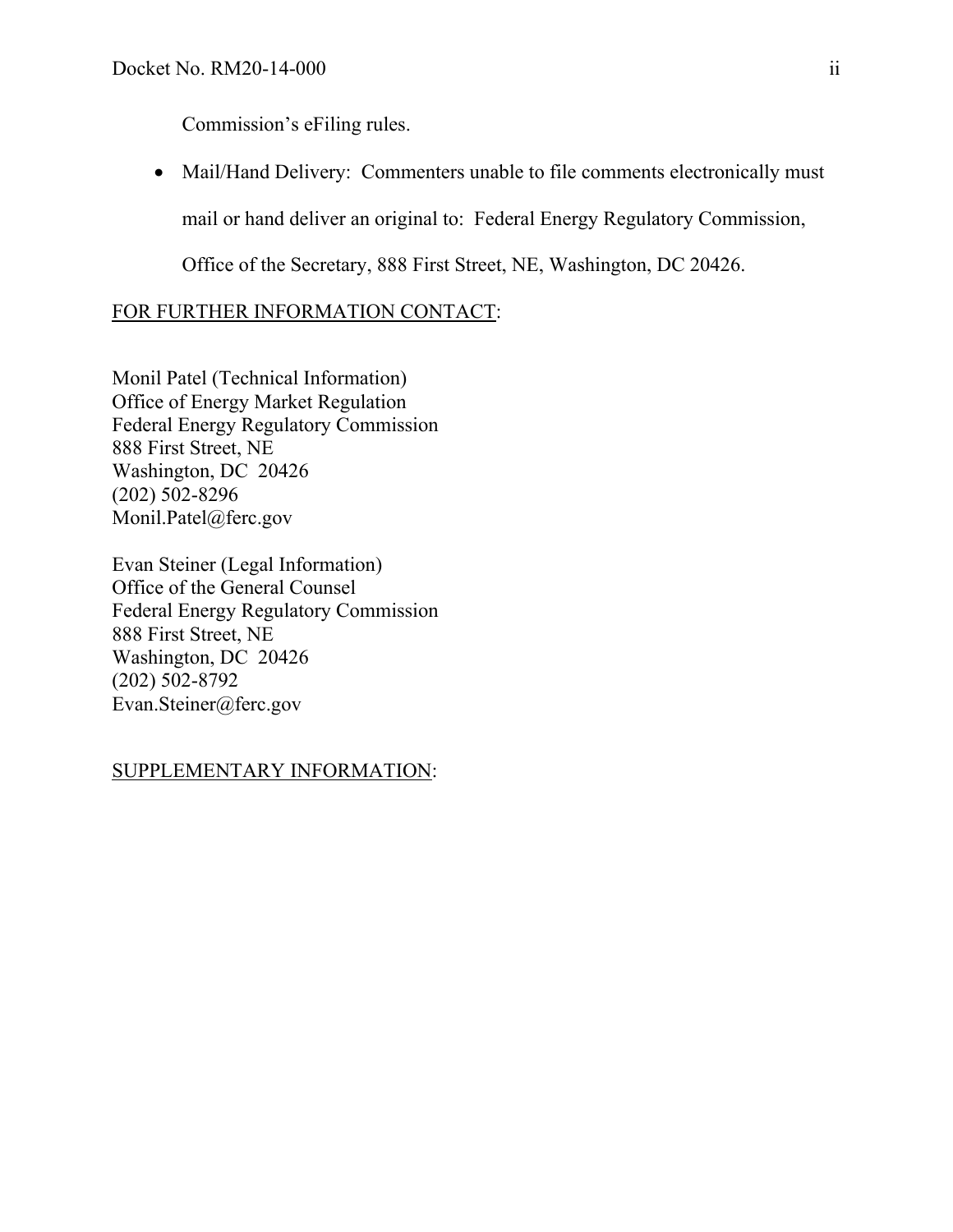Commission's eFiling rules.

- Mail/Hand Delivery: Commenters unable to file comments electronically must mail or hand deliver an original to: Federal Energy Regulatory Commission, Office of the Secretary, 888 First Street, NE, Washington, DC 20426.

FOR FURTHER INFORMATION CONTACT:

Monil Patel (Technical Information)
Office of Energy Market Regulation
Federal Energy Regulatory Commission
888 First Street, NE
Washington, DC 20426
(202) 502-8296
Monil.Patel@ferc.gov

Evan Steiner (Legal Information)
Office of the General Counsel
Federal Energy Regulatory Commission
888 First Street, NE
Washington, DC 20426
(202) 502-8792
Evan.Steiner@ferc.gov

SUPPLEMENTARY INFORMATION: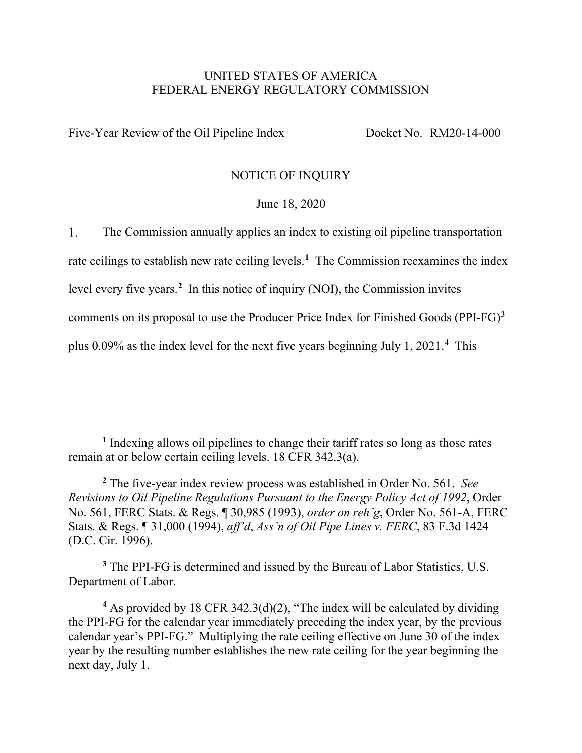UNITED STATES OF AMERICA
FEDERAL ENERGY REGULATORY COMMISSION

Five-Year Review of the Oil Pipeline Index Docket No. RM20-14-000

NOTICE OF INQUIRY

June 18, 2020

1. The Commission annually applies an index to existing oil pipeline transportation rate ceilings to establish new rate ceiling levels.[1] The Commission reexamines the index level every five years.[2] In this notice of inquiry (NOI), the Commission invites comments on its proposal to use the Producer Price Index for Finished Goods (PPI-FG)[3] plus 0.09% as the index level for the next five years beginning July 1, 2021.[4] This

---

[1] Indexing allows oil pipelines to change their tariff rates so long as those rates remain at or below certain ceiling levels. 18 CFR 342.3(a).

[2] The five-year index review process was established in Order No. 561. *See Revisions to Oil Pipeline Regulations Pursuant to the Energy Policy Act of 1992*, Order No. 561, FERC Stats. & Regs. ¶ 30,985 (1993), *order on reh'g*, Order No. 561-A, FERC Stats. & Regs. ¶ 31,000 (1994), *aff'd*, *Ass'n of Oil Pipe Lines v. FERC*, 83 F.3d 1424 (D.C. Cir. 1996).

[3] The PPI-FG is determined and issued by the Bureau of Labor Statistics, U.S. Department of Labor.

[4] As provided by 18 CFR 342.3(d)(2), "The index will be calculated by dividing the PPI-FG for the calendar year immediately preceding the index year, by the previous calendar year's PPI-FG." Multiplying the rate ceiling effective on June 30 of the index year by the resulting number establishes the new rate ceiling for the year beginning the next day, July 1.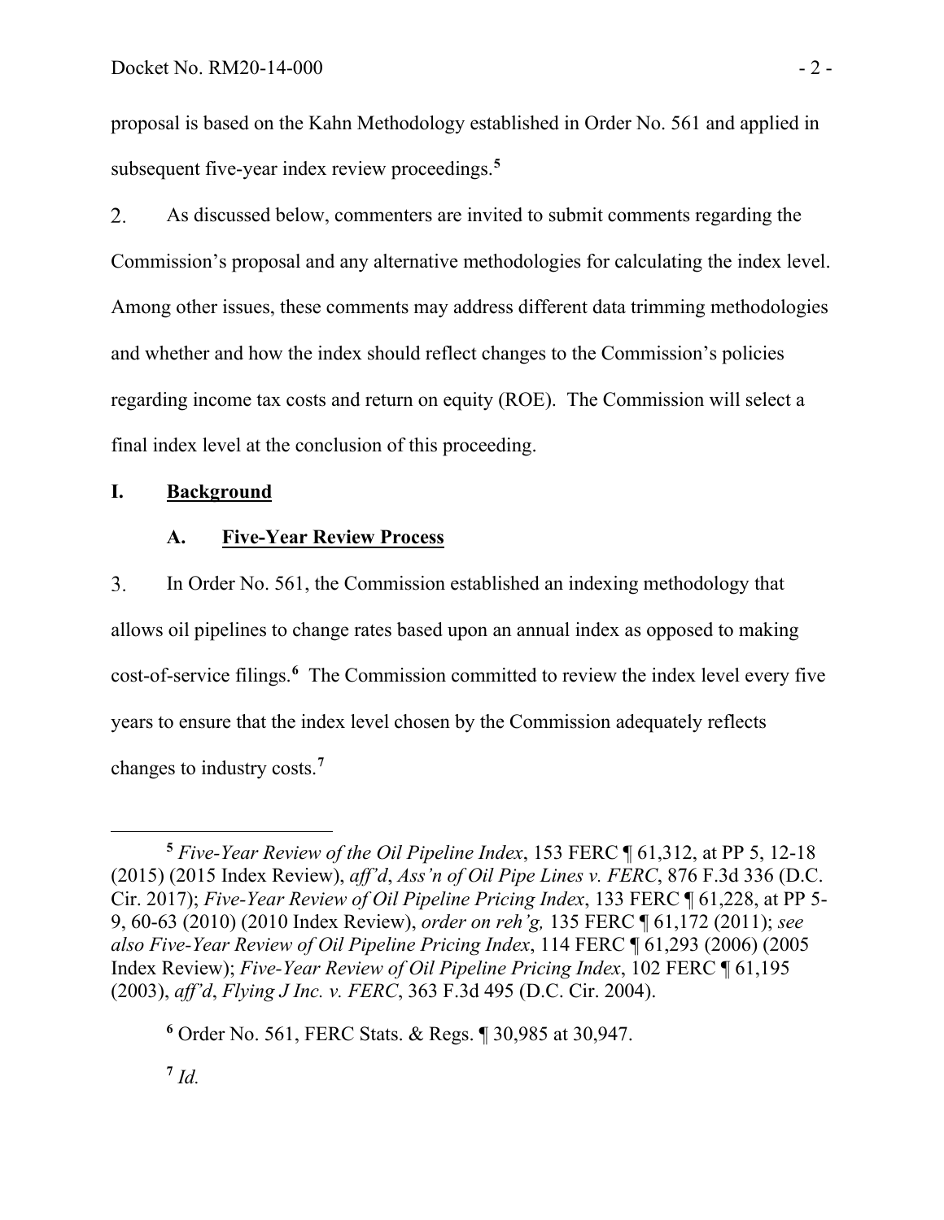proposal is based on the Kahn Methodology established in Order No. 561 and applied in subsequent five-year index review proceedings.[5]

2. As discussed below, commenters are invited to submit comments regarding the Commission's proposal and any alternative methodologies for calculating the index level. Among other issues, these comments may address different data trimming methodologies and whether and how the index should reflect changes to the Commission's policies regarding income tax costs and return on equity (ROE). The Commission will select a final index level at the conclusion of this proceeding.

## I. Background

### A. Five-Year Review Process

3. In Order No. 561, the Commission established an indexing methodology that allows oil pipelines to change rates based upon an annual index as opposed to making cost-of-service filings.[6] The Commission committed to review the index level every five years to ensure that the index level chosen by the Commission adequately reflects changes to industry costs.[7]

---

[5] *Five-Year Review of the Oil Pipeline Index*, 153 FERC ¶ 61,312, at PP 5, 12-18 (2015) (2015 Index Review), *aff'd*, *Ass'n of Oil Pipe Lines v. FERC*, 876 F.3d 336 (D.C. Cir. 2017); *Five-Year Review of Oil Pipeline Pricing Index*, 133 FERC ¶ 61,228, at PP 5-9, 60-63 (2010) (2010 Index Review), *order on reh'g,* 135 FERC ¶ 61,172 (2011); *see also Five-Year Review of Oil Pipeline Pricing Index*, 114 FERC ¶ 61,293 (2006) (2005 Index Review); *Five-Year Review of Oil Pipeline Pricing Index*, 102 FERC ¶ 61,195 (2003), *aff'd*, *Flying J Inc. v. FERC*, 363 F.3d 495 (D.C. Cir. 2004).

[6] Order No. 561, FERC Stats. & Regs. ¶ 30,985 at 30,947.

[7] *Id.*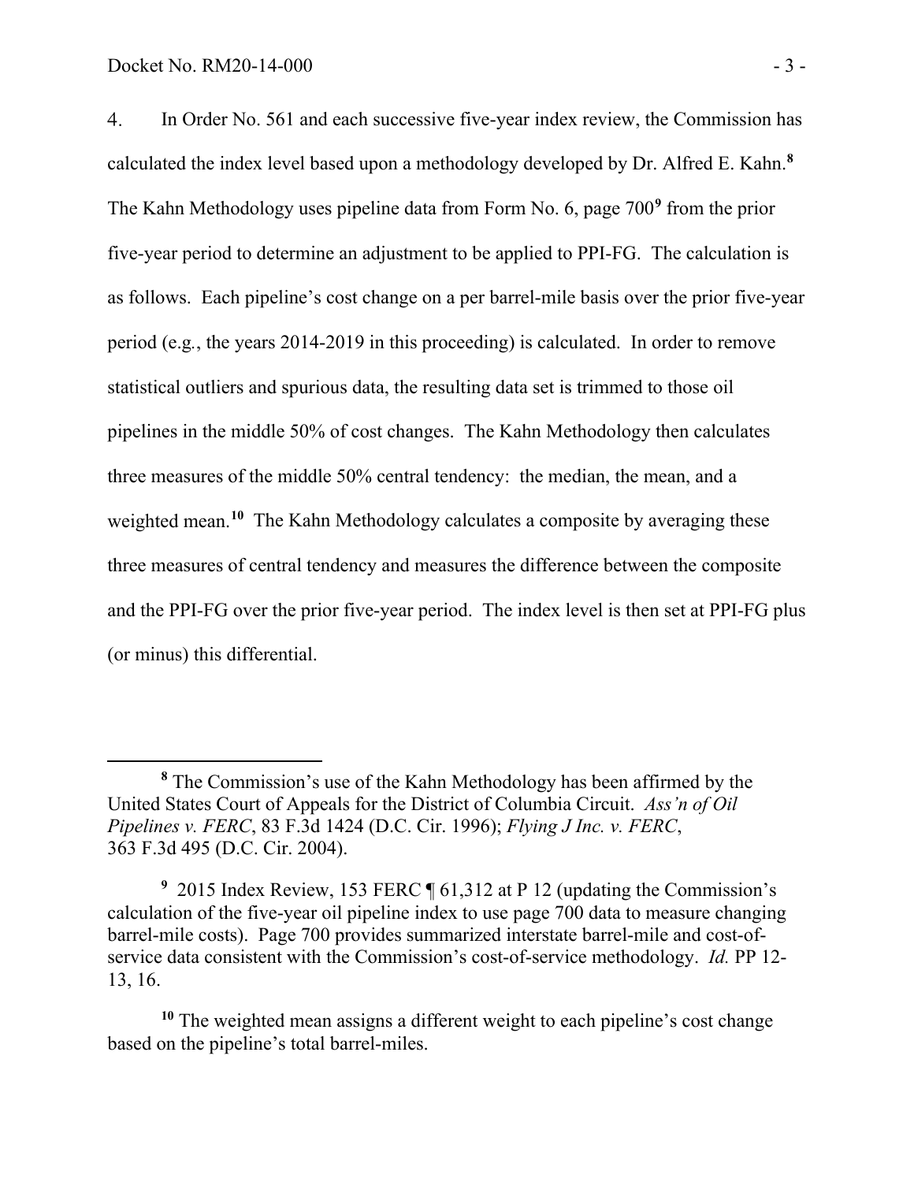4. In Order No. 561 and each successive five-year index review, the Commission has calculated the index level based upon a methodology developed by Dr. Alfred E. Kahn.[8] The Kahn Methodology uses pipeline data from Form No. 6, page 700[9] from the prior five-year period to determine an adjustment to be applied to PPI-FG. The calculation is as follows. Each pipeline's cost change on a per barrel-mile basis over the prior five-year period (e.g., the years 2014-2019 in this proceeding) is calculated. In order to remove statistical outliers and spurious data, the resulting data set is trimmed to those oil pipelines in the middle 50% of cost changes. The Kahn Methodology then calculates three measures of the middle 50% central tendency: the median, the mean, and a weighted mean.[10] The Kahn Methodology calculates a composite by averaging these three measures of central tendency and measures the difference between the composite and the PPI-FG over the prior five-year period. The index level is then set at PPI-FG plus (or minus) this differential.

---

[8] The Commission's use of the Kahn Methodology has been affirmed by the United States Court of Appeals for the District of Columbia Circuit. *Ass'n of Oil Pipelines v. FERC*, 83 F.3d 1424 (D.C. Cir. 1996); *Flying J Inc. v. FERC*, 363 F.3d 495 (D.C. Cir. 2004).

[9] 2015 Index Review, 153 FERC ¶ 61,312 at P 12 (updating the Commission's calculation of the five-year oil pipeline index to use page 700 data to measure changing barrel-mile costs). Page 700 provides summarized interstate barrel-mile and cost-of-service data consistent with the Commission's cost-of-service methodology. *Id.* PP 12-13, 16.

[10] The weighted mean assigns a different weight to each pipeline's cost change based on the pipeline's total barrel-miles.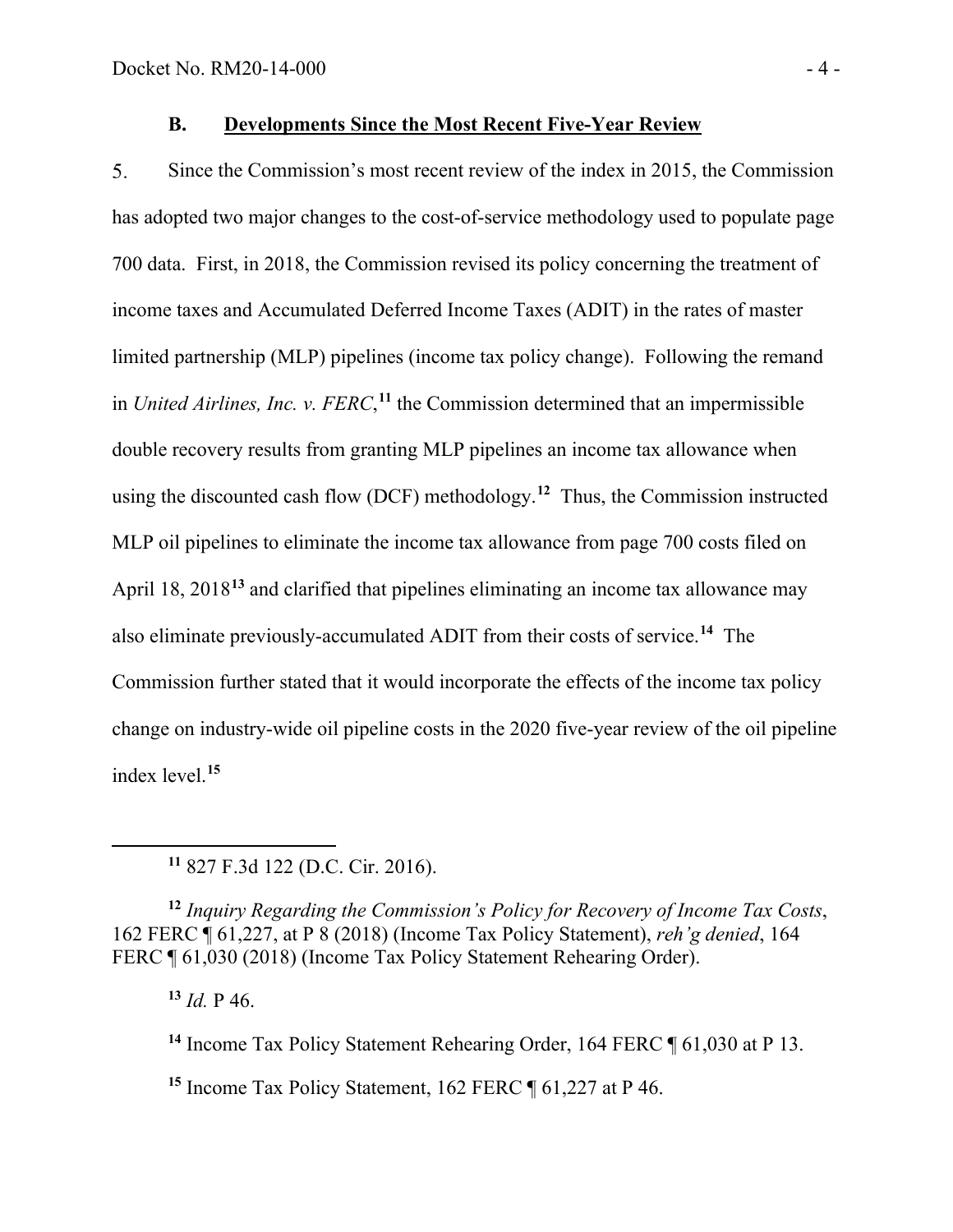### B. Developments Since the Most Recent Five-Year Review

5. Since the Commission's most recent review of the index in 2015, the Commission has adopted two major changes to the cost-of-service methodology used to populate page 700 data. First, in 2018, the Commission revised its policy concerning the treatment of income taxes and Accumulated Deferred Income Taxes (ADIT) in the rates of master limited partnership (MLP) pipelines (income tax policy change). Following the remand in *United Airlines, Inc. v. FERC*,[11] the Commission determined that an impermissible double recovery results from granting MLP pipelines an income tax allowance when using the discounted cash flow (DCF) methodology.[12] Thus, the Commission instructed MLP oil pipelines to eliminate the income tax allowance from page 700 costs filed on April 18, 2018[13] and clarified that pipelines eliminating an income tax allowance may also eliminate previously-accumulated ADIT from their costs of service.[14] The Commission further stated that it would incorporate the effects of the income tax policy change on industry-wide oil pipeline costs in the 2020 five-year review of the oil pipeline index level.[15]

---

[11] 827 F.3d 122 (D.C. Cir. 2016).

[12] *Inquiry Regarding the Commission's Policy for Recovery of Income Tax Costs*, 162 FERC ¶ 61,227, at P 8 (2018) (Income Tax Policy Statement), *reh'g denied*, 164 FERC ¶ 61,030 (2018) (Income Tax Policy Statement Rehearing Order).

[13] *Id.* P 46.

[14] Income Tax Policy Statement Rehearing Order, 164 FERC ¶ 61,030 at P 13.

[15] Income Tax Policy Statement, 162 FERC ¶ 61,227 at P 46.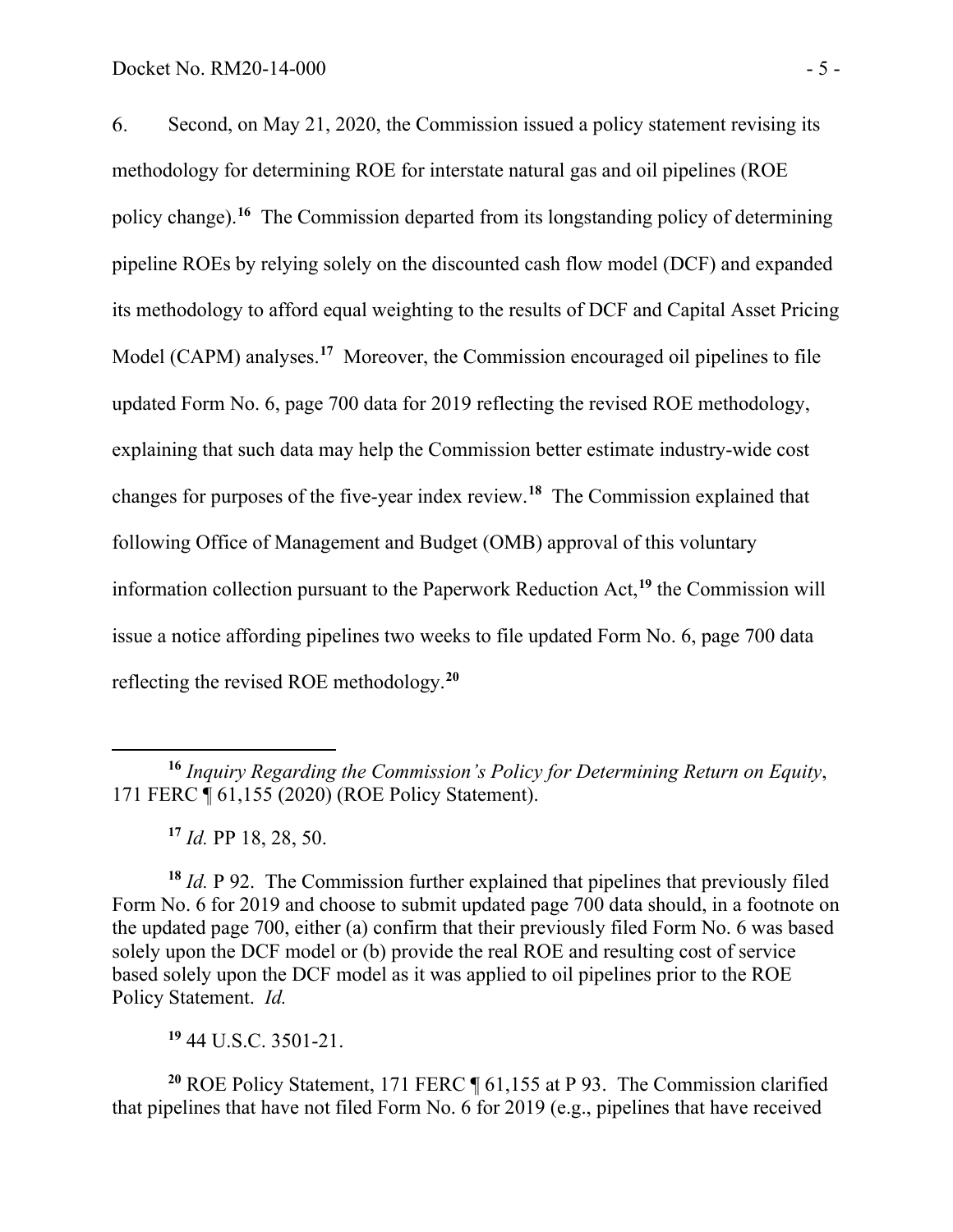6. Second, on May 21, 2020, the Commission issued a policy statement revising its methodology for determining ROE for interstate natural gas and oil pipelines (ROE policy change).[16] The Commission departed from its longstanding policy of determining pipeline ROEs by relying solely on the discounted cash flow model (DCF) and expanded its methodology to afford equal weighting to the results of DCF and Capital Asset Pricing Model (CAPM) analyses.[17] Moreover, the Commission encouraged oil pipelines to file updated Form No. 6, page 700 data for 2019 reflecting the revised ROE methodology, explaining that such data may help the Commission better estimate industry-wide cost changes for purposes of the five-year index review.[18] The Commission explained that following Office of Management and Budget (OMB) approval of this voluntary information collection pursuant to the Paperwork Reduction Act,[19] the Commission will issue a notice affording pipelines two weeks to file updated Form No. 6, page 700 data reflecting the revised ROE methodology.[20]

---

[16] *Inquiry Regarding the Commission's Policy for Determining Return on Equity*, 171 FERC ¶ 61,155 (2020) (ROE Policy Statement).

[17] *Id.* PP 18, 28, 50.

[18] *Id.* P 92. The Commission further explained that pipelines that previously filed Form No. 6 for 2019 and choose to submit updated page 700 data should, in a footnote on the updated page 700, either (a) confirm that their previously filed Form No. 6 was based solely upon the DCF model or (b) provide the real ROE and resulting cost of service based solely upon the DCF model as it was applied to oil pipelines prior to the ROE Policy Statement. *Id.*

[19] 44 U.S.C. 3501-21.

[20] ROE Policy Statement, 171 FERC ¶ 61,155 at P 93. The Commission clarified that pipelines that have not filed Form No. 6 for 2019 (e.g., pipelines that have received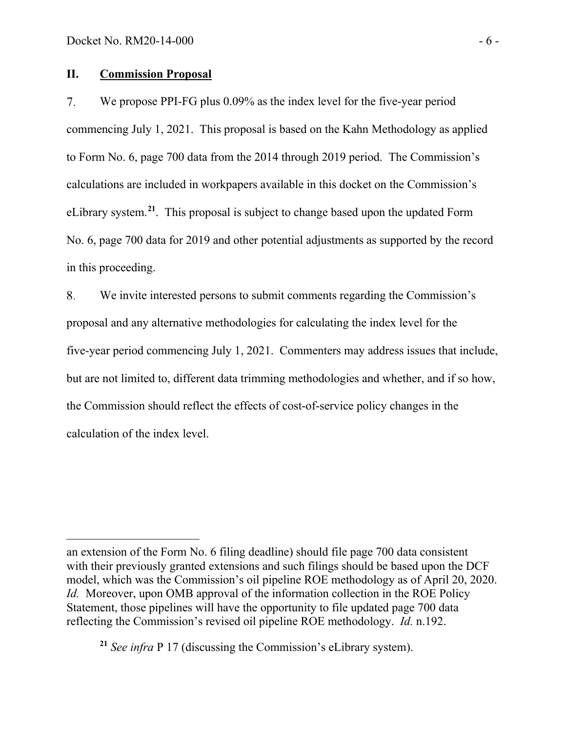## II. Commission Proposal

7. We propose PPI-FG plus 0.09% as the index level for the five-year period commencing July 1, 2021. This proposal is based on the Kahn Methodology as applied to Form No. 6, page 700 data from the 2014 through 2019 period. The Commission's calculations are included in workpapers available in this docket on the Commission's eLibrary system.[21]. This proposal is subject to change based upon the updated Form No. 6, page 700 data for 2019 and other potential adjustments as supported by the record in this proceeding.

8. We invite interested persons to submit comments regarding the Commission's proposal and any alternative methodologies for calculating the index level for the five-year period commencing July 1, 2021. Commenters may address issues that include, but are not limited to, different data trimming methodologies and whether, and if so how, the Commission should reflect the effects of cost-of-service policy changes in the calculation of the index level.

---

an extension of the Form No. 6 filing deadline) should file page 700 data consistent with their previously granted extensions and such filings should be based upon the DCF model, which was the Commission's oil pipeline ROE methodology as of April 20, 2020. *Id.* Moreover, upon OMB approval of the information collection in the ROE Policy Statement, those pipelines will have the opportunity to file updated page 700 data reflecting the Commission's revised oil pipeline ROE methodology. *Id.* n.192.

[21] *See infra* P 17 (discussing the Commission's eLibrary system).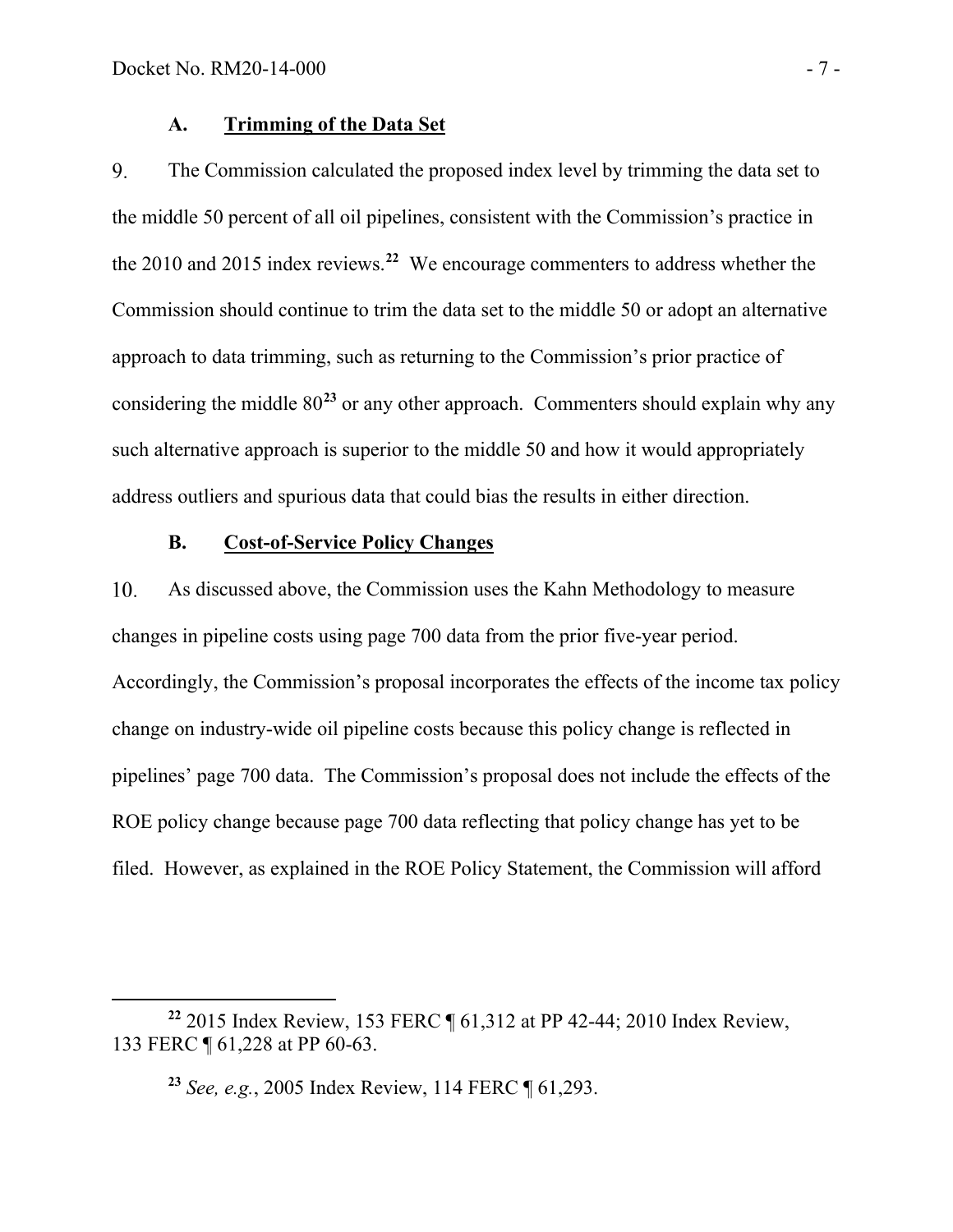### A. Trimming of the Data Set

9. The Commission calculated the proposed index level by trimming the data set to the middle 50 percent of all oil pipelines, consistent with the Commission's practice in the 2010 and 2015 index reviews.[22] We encourage commenters to address whether the Commission should continue to trim the data set to the middle 50 or adopt an alternative approach to data trimming, such as returning to the Commission's prior practice of considering the middle 80[23] or any other approach. Commenters should explain why any such alternative approach is superior to the middle 50 and how it would appropriately address outliers and spurious data that could bias the results in either direction.

### B. Cost-of-Service Policy Changes

10. As discussed above, the Commission uses the Kahn Methodology to measure changes in pipeline costs using page 700 data from the prior five-year period. Accordingly, the Commission's proposal incorporates the effects of the income tax policy change on industry-wide oil pipeline costs because this policy change is reflected in pipelines' page 700 data. The Commission's proposal does not include the effects of the ROE policy change because page 700 data reflecting that policy change has yet to be filed. However, as explained in the ROE Policy Statement, the Commission will afford

[22] 2015 Index Review, 153 FERC ¶ 61,312 at PP 42-44; 2010 Index Review, 133 FERC ¶ 61,228 at PP 60-63.

[23] *See, e.g.*, 2005 Index Review, 114 FERC ¶ 61,293.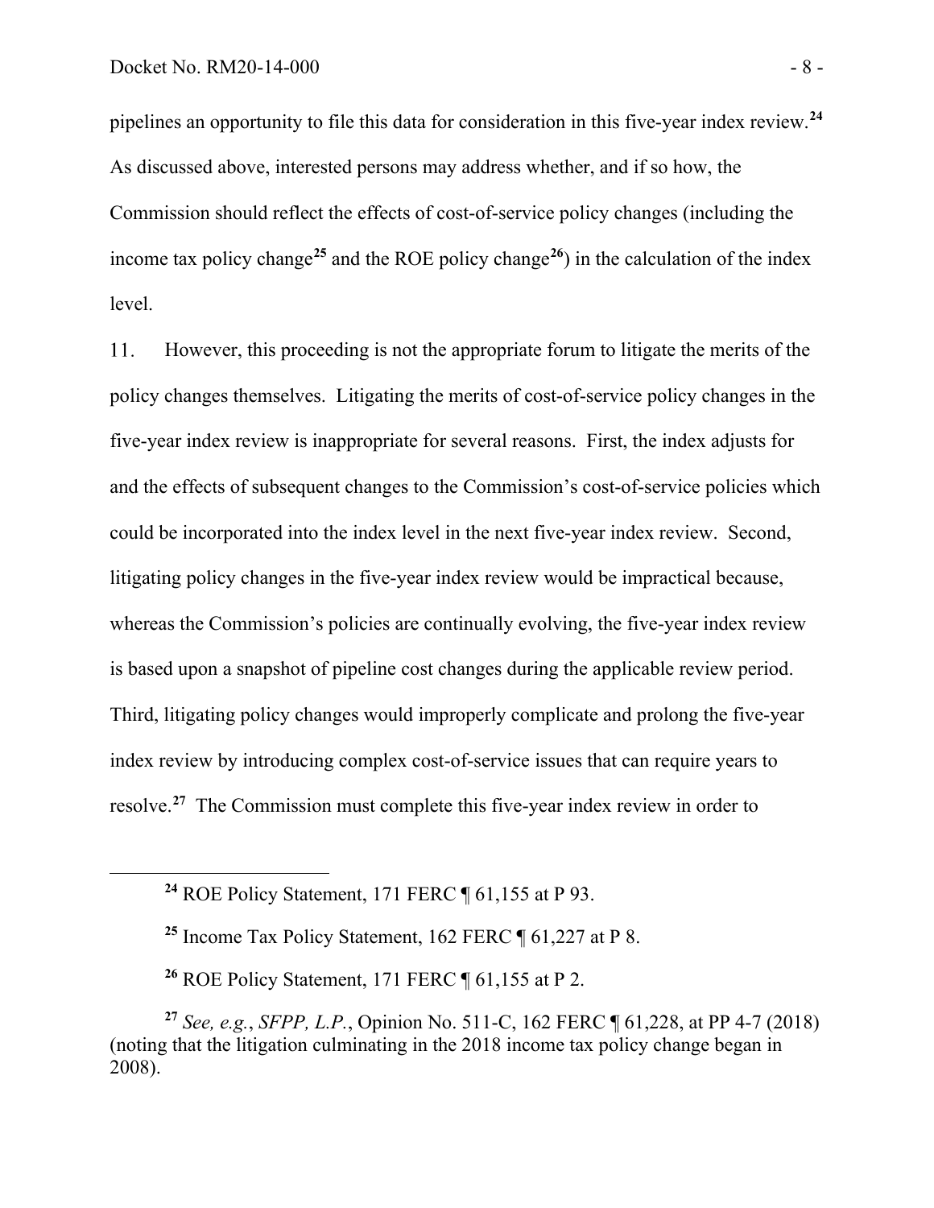pipelines an opportunity to file this data for consideration in this five-year index review.[24] As discussed above, interested persons may address whether, and if so how, the Commission should reflect the effects of cost-of-service policy changes (including the income tax policy change[25] and the ROE policy change[26]) in the calculation of the index level.

11. However, this proceeding is not the appropriate forum to litigate the merits of the policy changes themselves. Litigating the merits of cost-of-service policy changes in the five-year index review is inappropriate for several reasons. First, the index adjusts for and the effects of subsequent changes to the Commission's cost-of-service policies which could be incorporated into the index level in the next five-year index review. Second, litigating policy changes in the five-year index review would be impractical because, whereas the Commission's policies are continually evolving, the five-year index review is based upon a snapshot of pipeline cost changes during the applicable review period. Third, litigating policy changes would improperly complicate and prolong the five-year index review by introducing complex cost-of-service issues that can require years to resolve.[27] The Commission must complete this five-year index review in order to

---

[24] ROE Policy Statement, 171 FERC ¶ 61,155 at P 93.

[25] Income Tax Policy Statement, 162 FERC ¶ 61,227 at P 8.

[26] ROE Policy Statement, 171 FERC ¶ 61,155 at P 2.

[27] *See, e.g.*, *SFPP, L.P.*, Opinion No. 511-C, 162 FERC ¶ 61,228, at PP 4-7 (2018) (noting that the litigation culminating in the 2018 income tax policy change began in 2008).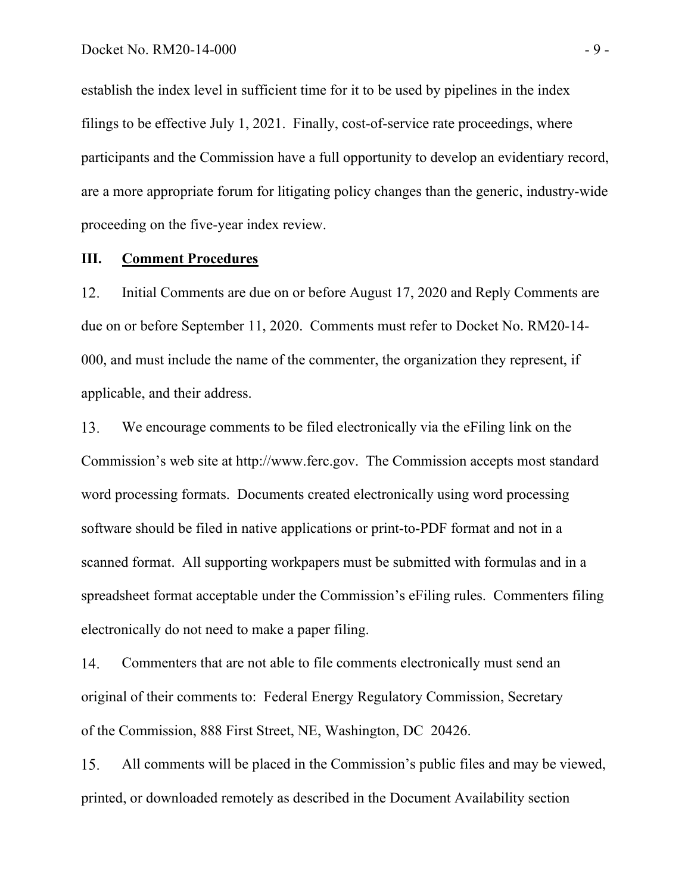establish the index level in sufficient time for it to be used by pipelines in the index filings to be effective July 1, 2021. Finally, cost-of-service rate proceedings, where participants and the Commission have a full opportunity to develop an evidentiary record, are a more appropriate forum for litigating policy changes than the generic, industry-wide proceeding on the five-year index review.

## III. Comment Procedures

12. Initial Comments are due on or before August 17, 2020 and Reply Comments are due on or before September 11, 2020. Comments must refer to Docket No. RM20-14-000, and must include the name of the commenter, the organization they represent, if applicable, and their address.

13. We encourage comments to be filed electronically via the eFiling link on the Commission's web site at http://www.ferc.gov. The Commission accepts most standard word processing formats. Documents created electronically using word processing software should be filed in native applications or print-to-PDF format and not in a scanned format. All supporting workpapers must be submitted with formulas and in a spreadsheet format acceptable under the Commission's eFiling rules. Commenters filing electronically do not need to make a paper filing.

14. Commenters that are not able to file comments electronically must send an original of their comments to: Federal Energy Regulatory Commission, Secretary of the Commission, 888 First Street, NE, Washington, DC 20426.

15. All comments will be placed in the Commission's public files and may be viewed, printed, or downloaded remotely as described in the Document Availability section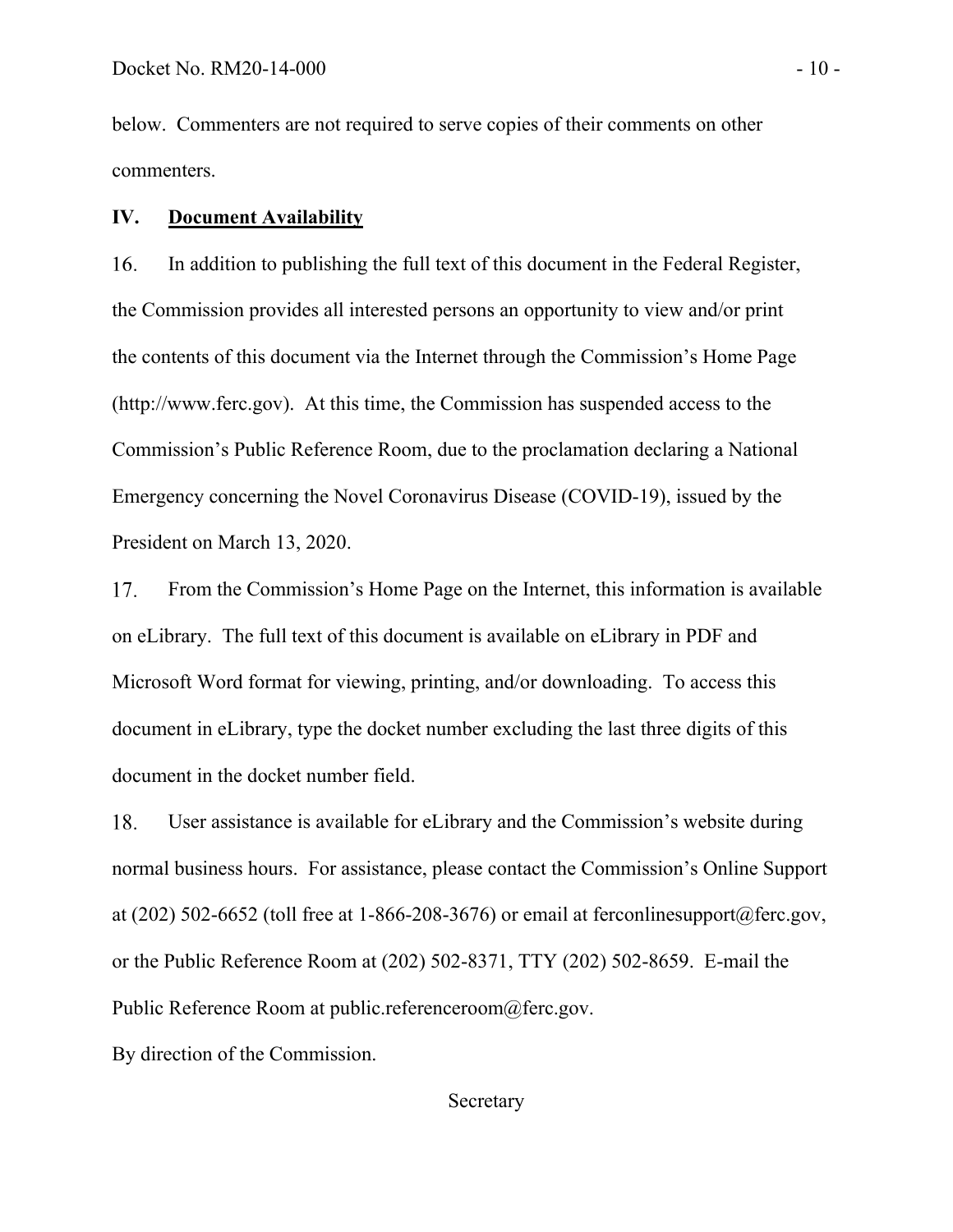below. Commenters are not required to serve copies of their comments on other commenters.

## IV. Document Availability

16. In addition to publishing the full text of this document in the Federal Register, the Commission provides all interested persons an opportunity to view and/or print the contents of this document via the Internet through the Commission's Home Page (http://www.ferc.gov). At this time, the Commission has suspended access to the Commission's Public Reference Room, due to the proclamation declaring a National Emergency concerning the Novel Coronavirus Disease (COVID-19), issued by the President on March 13, 2020.

17. From the Commission's Home Page on the Internet, this information is available on eLibrary. The full text of this document is available on eLibrary in PDF and Microsoft Word format for viewing, printing, and/or downloading. To access this document in eLibrary, type the docket number excluding the last three digits of this document in the docket number field.

18. User assistance is available for eLibrary and the Commission's website during normal business hours. For assistance, please contact the Commission's Online Support at (202) 502-6652 (toll free at 1-866-208-3676) or email at ferconlinesupport@ferc.gov, or the Public Reference Room at (202) 502-8371, TTY (202) 502-8659. E-mail the Public Reference Room at public.referenceroom@ferc.gov.

By direction of the Commission.

Secretary